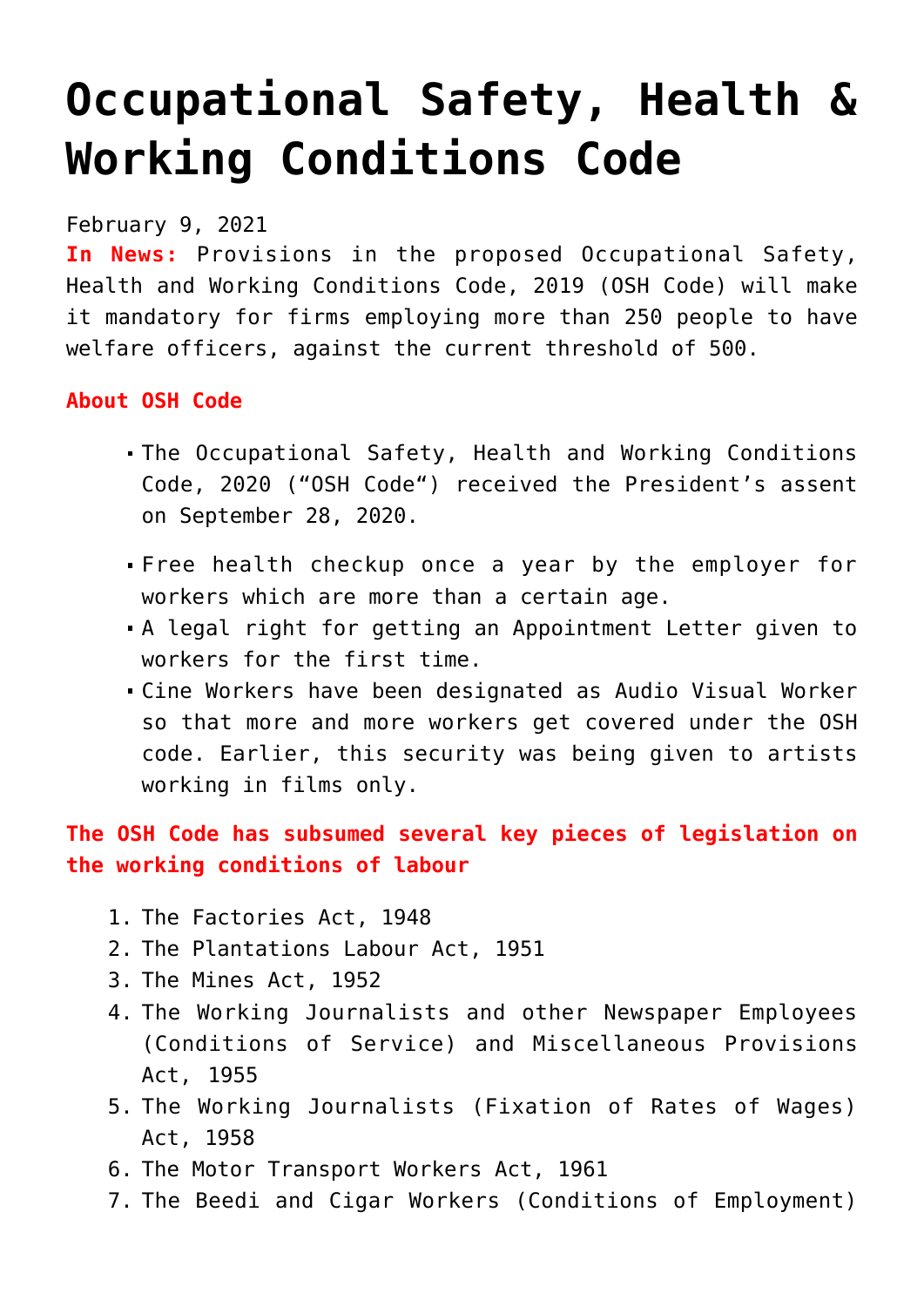# Occupational Safety, Health & Working Conditions Code

February 9, 2021

**In News:** Provisions in the proposed Occupational Safety, Health and Working Conditions Code, 2019 (OSH Code) will make it mandatory for firms employing more than 250 people to have welfare officers, against the current threshold of 500.

**About OSH Code**

- The Occupational Safety, Health and Working Conditions Code, 2020 ("OSH Code") received the President's assent on September 28, 2020.
- Free health checkup once a year by the employer for workers which are more than a certain age.
- A legal right for getting an Appointment Letter given to workers for the first time.
- Cine Workers have been designated as Audio Visual Worker so that more and more workers get covered under the OSH code. Earlier, this security was being given to artists working in films only.

**The OSH Code has subsumed several key pieces of legislation on the working conditions of labour**

1. The Factories Act, 1948
2. The Plantations Labour Act, 1951
3. The Mines Act, 1952
4. The Working Journalists and other Newspaper Employees (Conditions of Service) and Miscellaneous Provisions Act, 1955
5. The Working Journalists (Fixation of Rates of Wages) Act, 1958
6. The Motor Transport Workers Act, 1961
7. The Beedi and Cigar Workers (Conditions of Employment)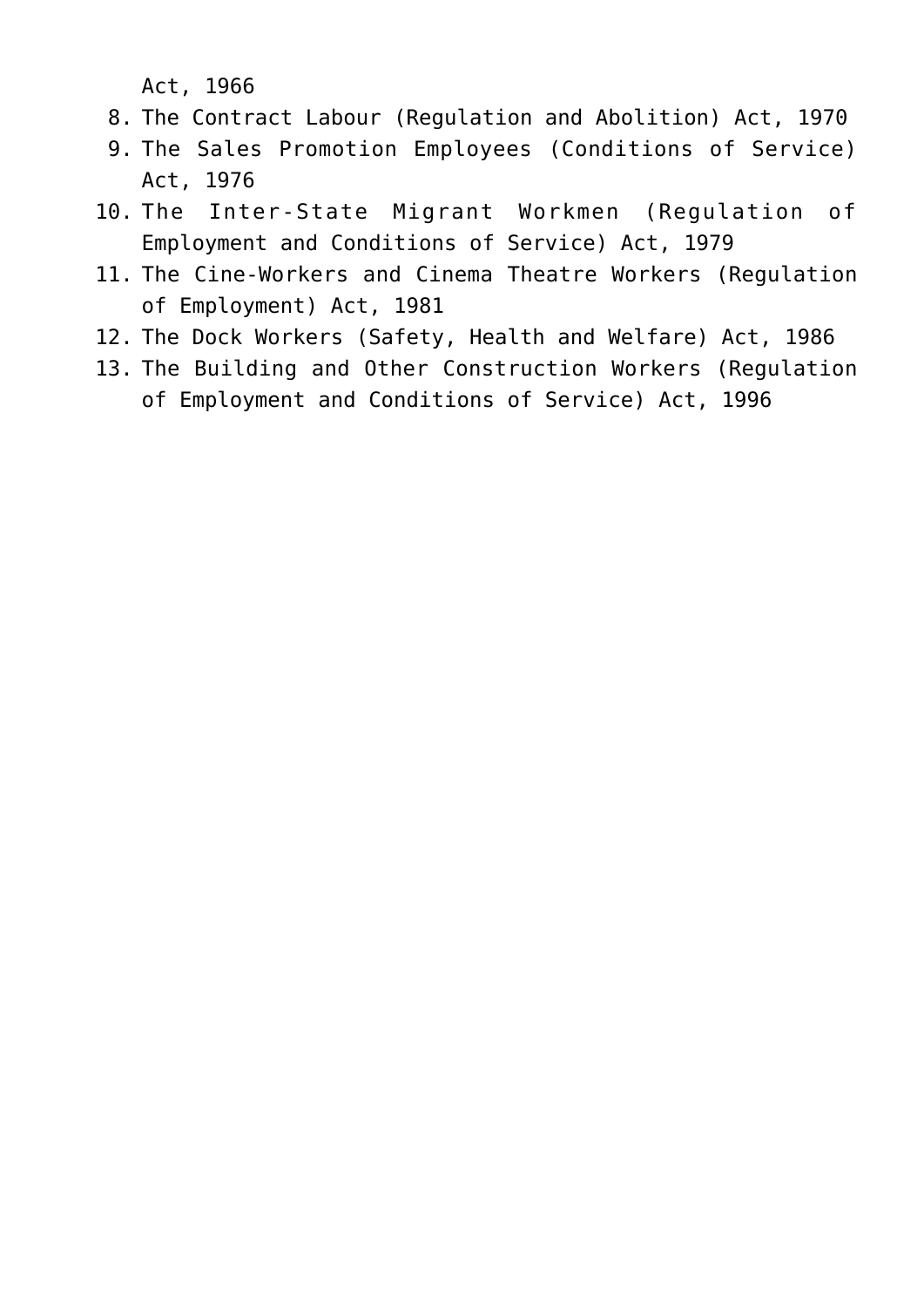Act, 1966

8. The Contract Labour (Regulation and Abolition) Act, 1970
9. The Sales Promotion Employees (Conditions of Service) Act, 1976
10. The Inter-State Migrant Workmen (Regulation of Employment and Conditions of Service) Act, 1979
11. The Cine-Workers and Cinema Theatre Workers (Regulation of Employment) Act, 1981
12. The Dock Workers (Safety, Health and Welfare) Act, 1986
13. The Building and Other Construction Workers (Regulation of Employment and Conditions of Service) Act, 1996